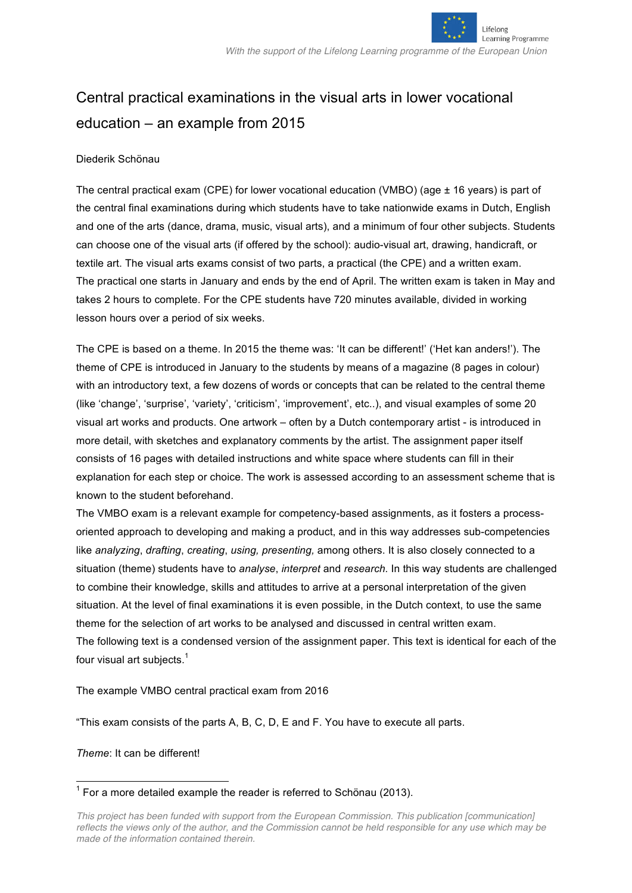# Central practical examinations in the visual arts in lower vocational education – an example from 2015

Diederik Schönau

The central practical exam (CPE) for lower vocational education (VMBO) (age ± 16 years) is part of the central final examinations during which students have to take nationwide exams in Dutch, English and one of the arts (dance, drama, music, visual arts), and a minimum of four other subjects. Students can choose one of the visual arts (if offered by the school): audio-visual art, drawing, handicraft, or textile art. The visual arts exams consist of two parts, a practical (the CPE) and a written exam. The practical one starts in January and ends by the end of April. The written exam is taken in May and takes 2 hours to complete. For the CPE students have 720 minutes available, divided in working lesson hours over a period of six weeks.

The CPE is based on a theme. In 2015 the theme was: 'It can be different!' ('Het kan anders!'). The theme of CPE is introduced in January to the students by means of a magazine (8 pages in colour) with an introductory text, a few dozens of words or concepts that can be related to the central theme (like 'change', 'surprise', 'variety', 'criticism', 'improvement', etc..), and visual examples of some 20 visual art works and products. One artwork – often by a Dutch contemporary artist - is introduced in more detail, with sketches and explanatory comments by the artist. The assignment paper itself consists of 16 pages with detailed instructions and white space where students can fill in their explanation for each step or choice. The work is assessed according to an assessment scheme that is known to the student beforehand.

The VMBO exam is a relevant example for competency-based assignments, as it fosters a process-oriented approach to developing and making a product, and in this way addresses sub-competencies like *analyzing*, *drafting*, *creating*, *using, presenting,* among others. It is also closely connected to a situation (theme) students have to *analyse*, *interpret* and *research.* In this way students are challenged to combine their knowledge, skills and attitudes to arrive at a personal interpretation of the given situation. At the level of final examinations it is even possible, in the Dutch context, to use the same theme for the selection of art works to be analysed and discussed in central written exam.

The following text is a condensed version of the assignment paper. This text is identical for each of the four visual art subjects.[1]

The example VMBO central practical exam from 2016

"This exam consists of the parts A, B, C, D, E and F. You have to execute all parts.

*Theme*: It can be different!

---

[1] For a more detailed example the reader is referred to Schönau (2013).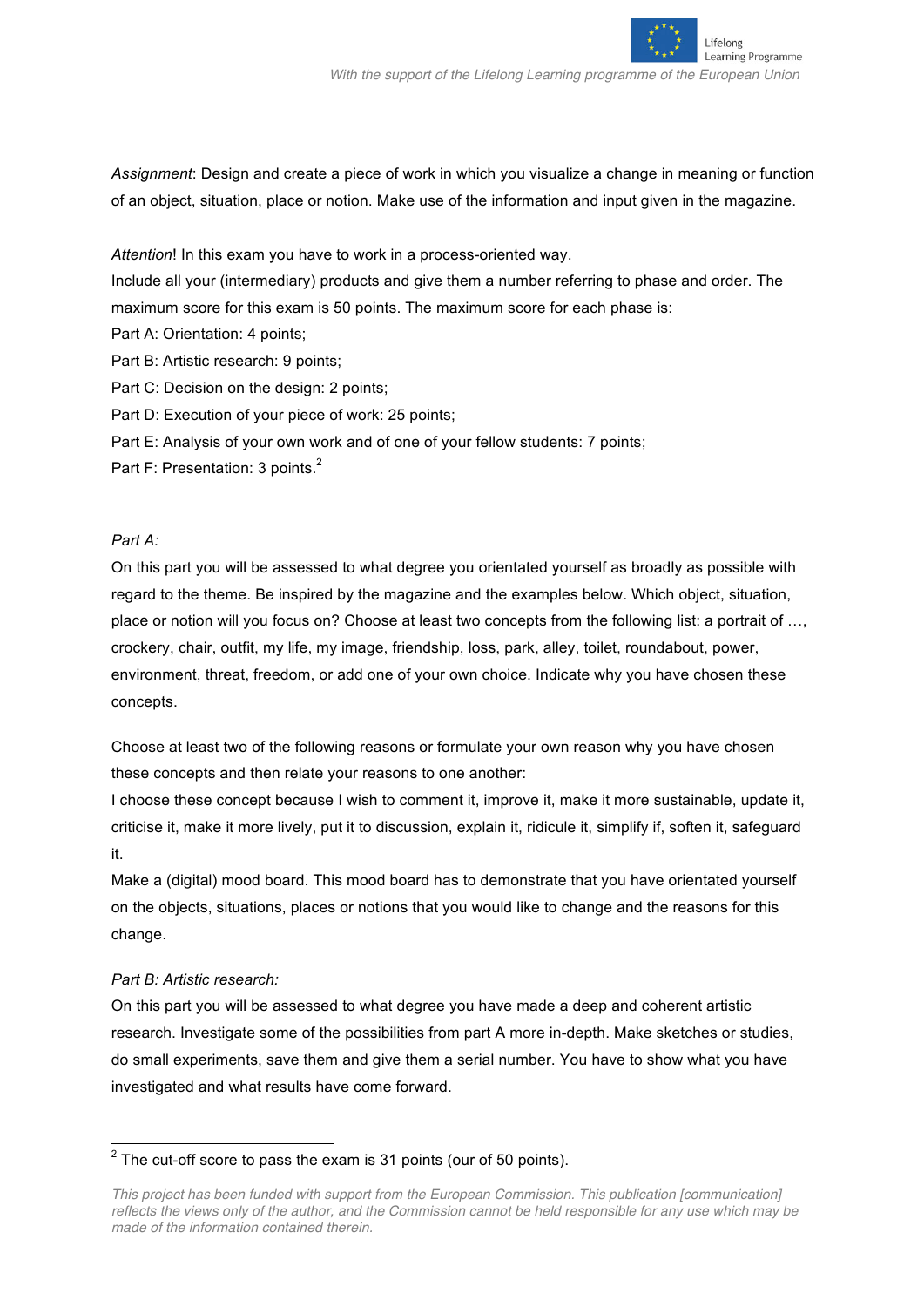*Assignment*: Design and create a piece of work in which you visualize a change in meaning or function of an object, situation, place or notion. Make use of the information and input given in the magazine.

*Attention*! In this exam you have to work in a process-oriented way.
Include all your (intermediary) products and give them a number referring to phase and order. The maximum score for this exam is 50 points. The maximum score for each phase is:
Part A: Orientation: 4 points;
Part B: Artistic research: 9 points;
Part C: Decision on the design: 2 points;
Part D: Execution of your piece of work: 25 points;
Part E: Analysis of your own work and of one of your fellow students: 7 points;
Part F: Presentation: 3 points.[2]

*Part A:*
On this part you will be assessed to what degree you orientated yourself as broadly as possible with regard to the theme. Be inspired by the magazine and the examples below. Which object, situation, place or notion will you focus on? Choose at least two concepts from the following list: a portrait of …, crockery, chair, outfit, my life, my image, friendship, loss, park, alley, toilet, roundabout, power, environment, threat, freedom, or add one of your own choice. Indicate why you have chosen these concepts.

Choose at least two of the following reasons or formulate your own reason why you have chosen these concepts and then relate your reasons to one another:
I choose these concept because I wish to comment it, improve it, make it more sustainable, update it, criticise it, make it more lively, put it to discussion, explain it, ridicule it, simplify if, soften it, safeguard it.
Make a (digital) mood board. This mood board has to demonstrate that you have orientated yourself on the objects, situations, places or notions that you would like to change and the reasons for this change.

*Part B: Artistic research:*
On this part you will be assessed to what degree you have made a deep and coherent artistic research. Investigate some of the possibilities from part A more in-depth. Make sketches or studies, do small experiments, save them and give them a serial number. You have to show what you have investigated and what results have come forward.

[2] The cut-off score to pass the exam is 31 points (our of 50 points).

*This project has been funded with support from the European Commission. This publication [communication] reflects the views only of the author, and the Commission cannot be held responsible for any use which may be made of the information contained therein.*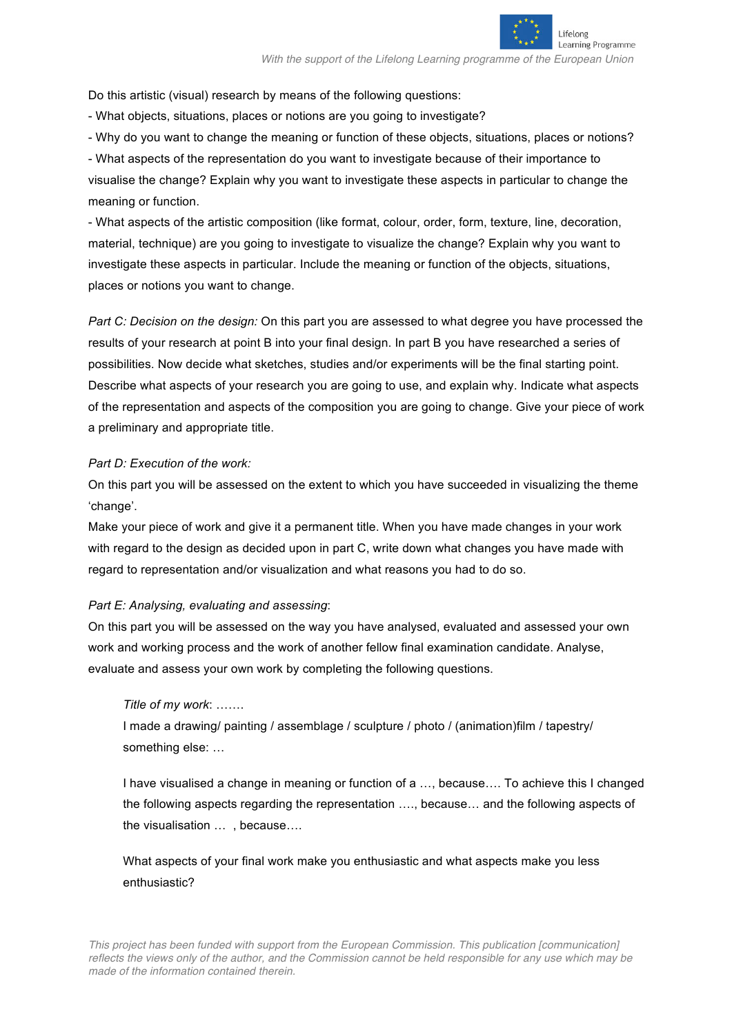Do this artistic (visual) research by means of the following questions:

- What objects, situations, places or notions are you going to investigate?
- Why do you want to change the meaning or function of these objects, situations, places or notions?
- What aspects of the representation do you want to investigate because of their importance to visualise the change? Explain why you want to investigate these aspects in particular to change the meaning or function.
- What aspects of the artistic composition (like format, colour, order, form, texture, line, decoration, material, technique) are you going to investigate to visualize the change? Explain why you want to investigate these aspects in particular. Include the meaning or function of the objects, situations, places or notions you want to change.

*Part C: Decision on the design:* On this part you are assessed to what degree you have processed the results of your research at point B into your final design. In part B you have researched a series of possibilities. Now decide what sketches, studies and/or experiments will be the final starting point. Describe what aspects of your research you are going to use, and explain why. Indicate what aspects of the representation and aspects of the composition you are going to change. Give your piece of work a preliminary and appropriate title.

*Part D: Execution of the work:*

On this part you will be assessed on the extent to which you have succeeded in visualizing the theme 'change'.

Make your piece of work and give it a permanent title. When you have made changes in your work with regard to the design as decided upon in part C, write down what changes you have made with regard to representation and/or visualization and what reasons you had to do so.

*Part E: Analysing, evaluating and assessing*:

On this part you will be assessed on the way you have analysed, evaluated and assessed your own work and working process and the work of another fellow final examination candidate. Analyse, evaluate and assess your own work by completing the following questions.

> *Title of my work*: …….
> I made a drawing/ painting / assemblage / sculpture / photo / (animation)film / tapestry/ something else: …
>
> I have visualised a change in meaning or function of a …, because…. To achieve this I changed the following aspects regarding the representation …., because… and the following aspects of the visualisation … , because….
>
> What aspects of your final work make you enthusiastic and what aspects make you less enthusiastic?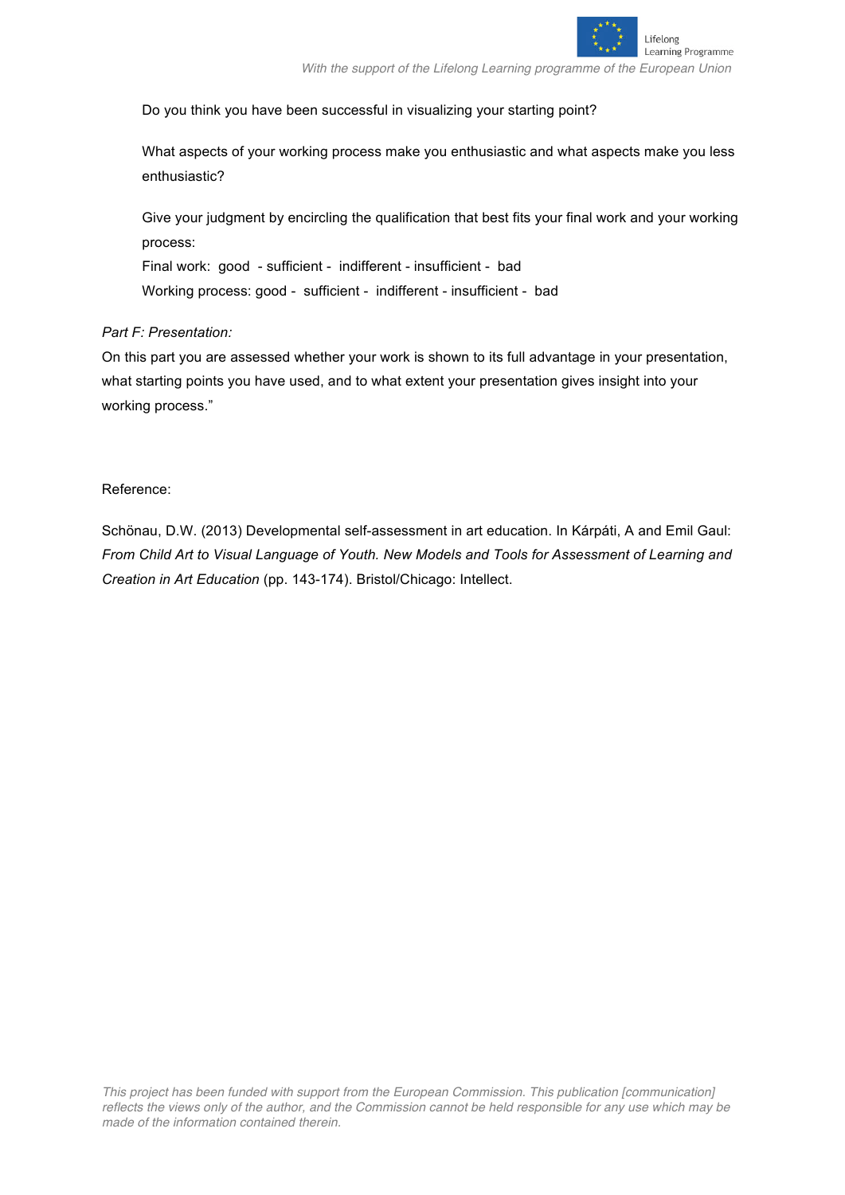Do you think you have been successful in visualizing your starting point?

What aspects of your working process make you enthusiastic and what aspects make you less enthusiastic?

Give your judgment by encircling the qualification that best fits your final work and your working process:

Final work: good - sufficient - indifferent - insufficient - bad

Working process: good - sufficient - indifferent - insufficient - bad

*Part F: Presentation:*

On this part you are assessed whether your work is shown to its full advantage in your presentation, what starting points you have used, and to what extent your presentation gives insight into your working process."

Reference:

Schönau, D.W. (2013) Developmental self-assessment in art education. In Kárpáti, A and Emil Gaul: *From Child Art to Visual Language of Youth. New Models and Tools for Assessment of Learning and Creation in Art Education* (pp. 143-174). Bristol/Chicago: Intellect.